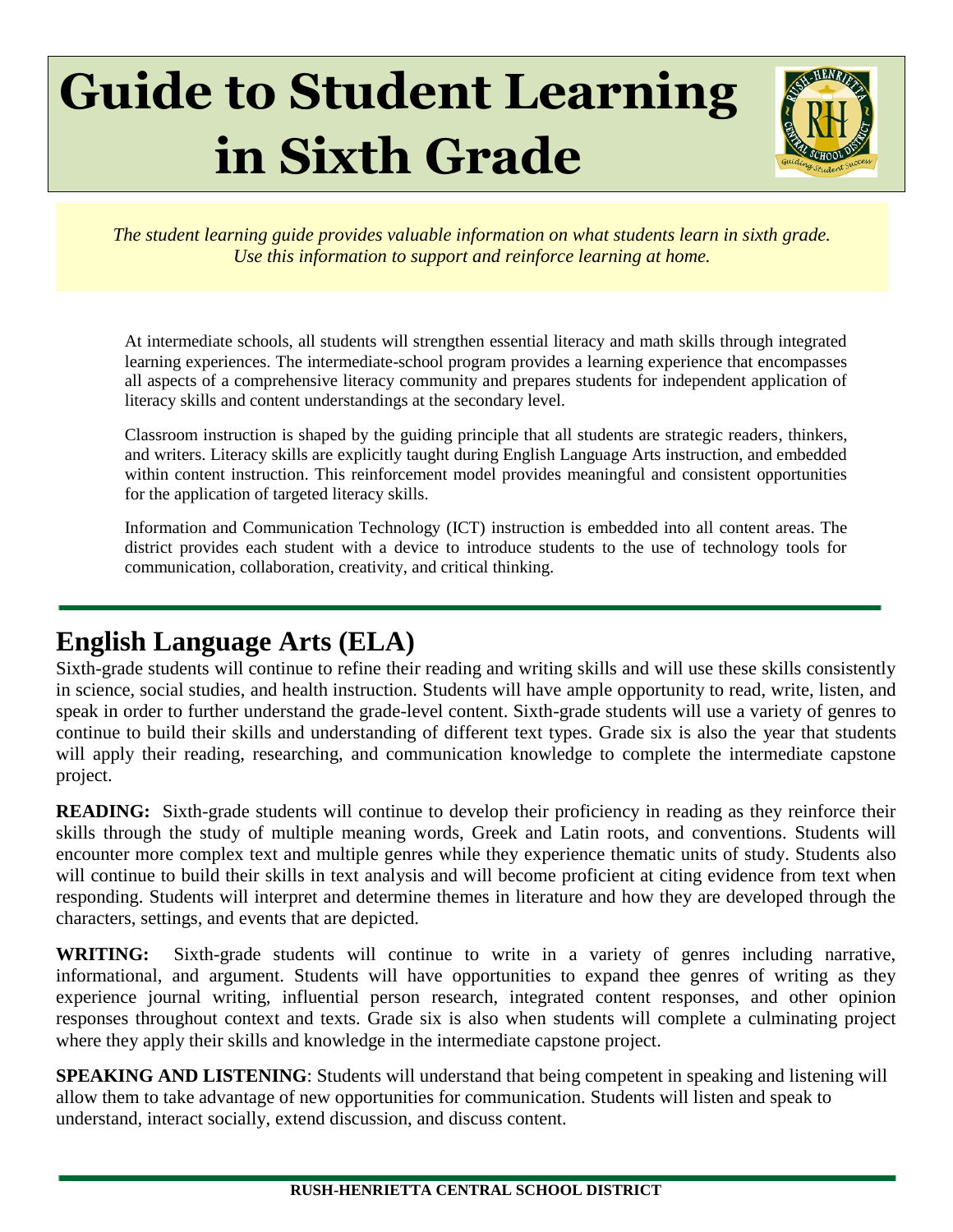# Guide to Student Learning in Sixth Grade

*The student learning guide provides valuable information on what students learn in sixth grade. Use this information to support and reinforce learning at home.*

At intermediate schools, all students will strengthen essential literacy and math skills through integrated learning experiences. The intermediate-school program provides a learning experience that encompasses all aspects of a comprehensive literacy community and prepares students for independent application of literacy skills and content understandings at the secondary level.

Classroom instruction is shaped by the guiding principle that all students are strategic readers, thinkers, and writers. Literacy skills are explicitly taught during English Language Arts instruction, and embedded within content instruction. This reinforcement model provides meaningful and consistent opportunities for the application of targeted literacy skills.

Information and Communication Technology (ICT) instruction is embedded into all content areas. The district provides each student with a device to introduce students to the use of technology tools for communication, collaboration, creativity, and critical thinking.

## English Language Arts (ELA)

Sixth-grade students will continue to refine their reading and writing skills and will use these skills consistently in science, social studies, and health instruction. Students will have ample opportunity to read, write, listen, and speak in order to further understand the grade-level content. Sixth-grade students will use a variety of genres to continue to build their skills and understanding of different text types. Grade six is also the year that students will apply their reading, researching, and communication knowledge to complete the intermediate capstone project.

**READING:** Sixth-grade students will continue to develop their proficiency in reading as they reinforce their skills through the study of multiple meaning words, Greek and Latin roots, and conventions. Students will encounter more complex text and multiple genres while they experience thematic units of study. Students also will continue to build their skills in text analysis and will become proficient at citing evidence from text when responding. Students will interpret and determine themes in literature and how they are developed through the characters, settings, and events that are depicted.

**WRITING:** Sixth-grade students will continue to write in a variety of genres including narrative, informational, and argument. Students will have opportunities to expand thee genres of writing as they experience journal writing, influential person research, integrated content responses, and other opinion responses throughout context and texts. Grade six is also when students will complete a culminating project where they apply their skills and knowledge in the intermediate capstone project.

**SPEAKING AND LISTENING**: Students will understand that being competent in speaking and listening will allow them to take advantage of new opportunities for communication. Students will listen and speak to understand, interact socially, extend discussion, and discuss content.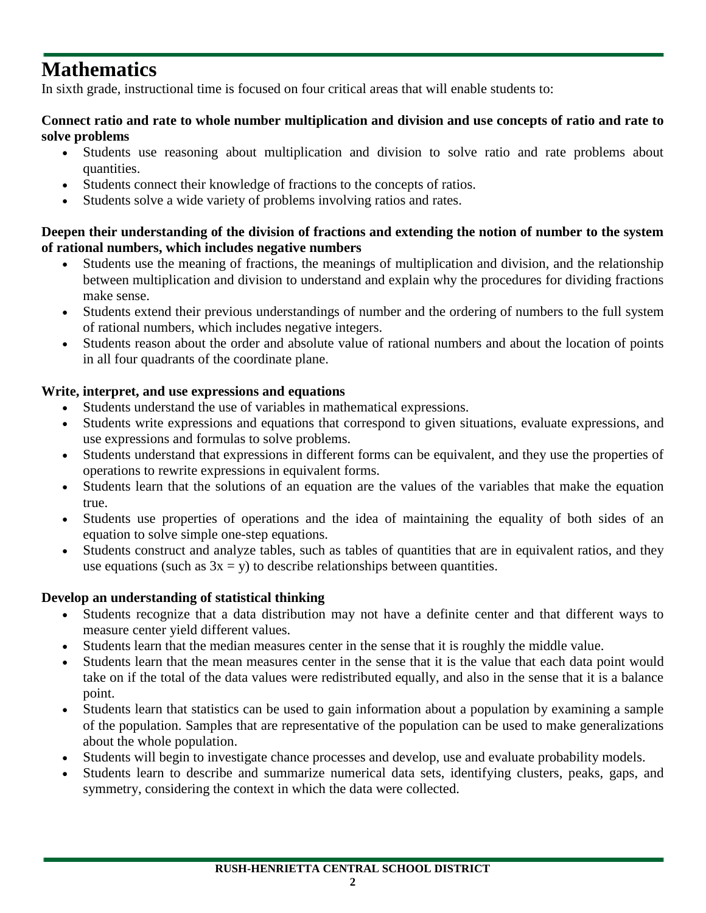# Mathematics

In sixth grade, instructional time is focused on four critical areas that will enable students to:

**Connect ratio and rate to whole number multiplication and division and use concepts of ratio and rate to solve problems**

- Students use reasoning about multiplication and division to solve ratio and rate problems about quantities.
- Students connect their knowledge of fractions to the concepts of ratios.
- Students solve a wide variety of problems involving ratios and rates.

**Deepen their understanding of the division of fractions and extending the notion of number to the system of rational numbers, which includes negative numbers**

- Students use the meaning of fractions, the meanings of multiplication and division, and the relationship between multiplication and division to understand and explain why the procedures for dividing fractions make sense.
- Students extend their previous understandings of number and the ordering of numbers to the full system of rational numbers, which includes negative integers.
- Students reason about the order and absolute value of rational numbers and about the location of points in all four quadrants of the coordinate plane.

**Write, interpret, and use expressions and equations**

- Students understand the use of variables in mathematical expressions.
- Students write expressions and equations that correspond to given situations, evaluate expressions, and use expressions and formulas to solve problems.
- Students understand that expressions in different forms can be equivalent, and they use the properties of operations to rewrite expressions in equivalent forms.
- Students learn that the solutions of an equation are the values of the variables that make the equation true.
- Students use properties of operations and the idea of maintaining the equality of both sides of an equation to solve simple one-step equations.
- Students construct and analyze tables, such as tables of quantities that are in equivalent ratios, and they use equations (such as $3x = y$) to describe relationships between quantities.

**Develop an understanding of statistical thinking**

- Students recognize that a data distribution may not have a definite center and that different ways to measure center yield different values.
- Students learn that the median measures center in the sense that it is roughly the middle value.
- Students learn that the mean measures center in the sense that it is the value that each data point would take on if the total of the data values were redistributed equally, and also in the sense that it is a balance point.
- Students learn that statistics can be used to gain information about a population by examining a sample of the population. Samples that are representative of the population can be used to make generalizations about the whole population.
- Students will begin to investigate chance processes and develop, use and evaluate probability models.
- Students learn to describe and summarize numerical data sets, identifying clusters, peaks, gaps, and symmetry, considering the context in which the data were collected.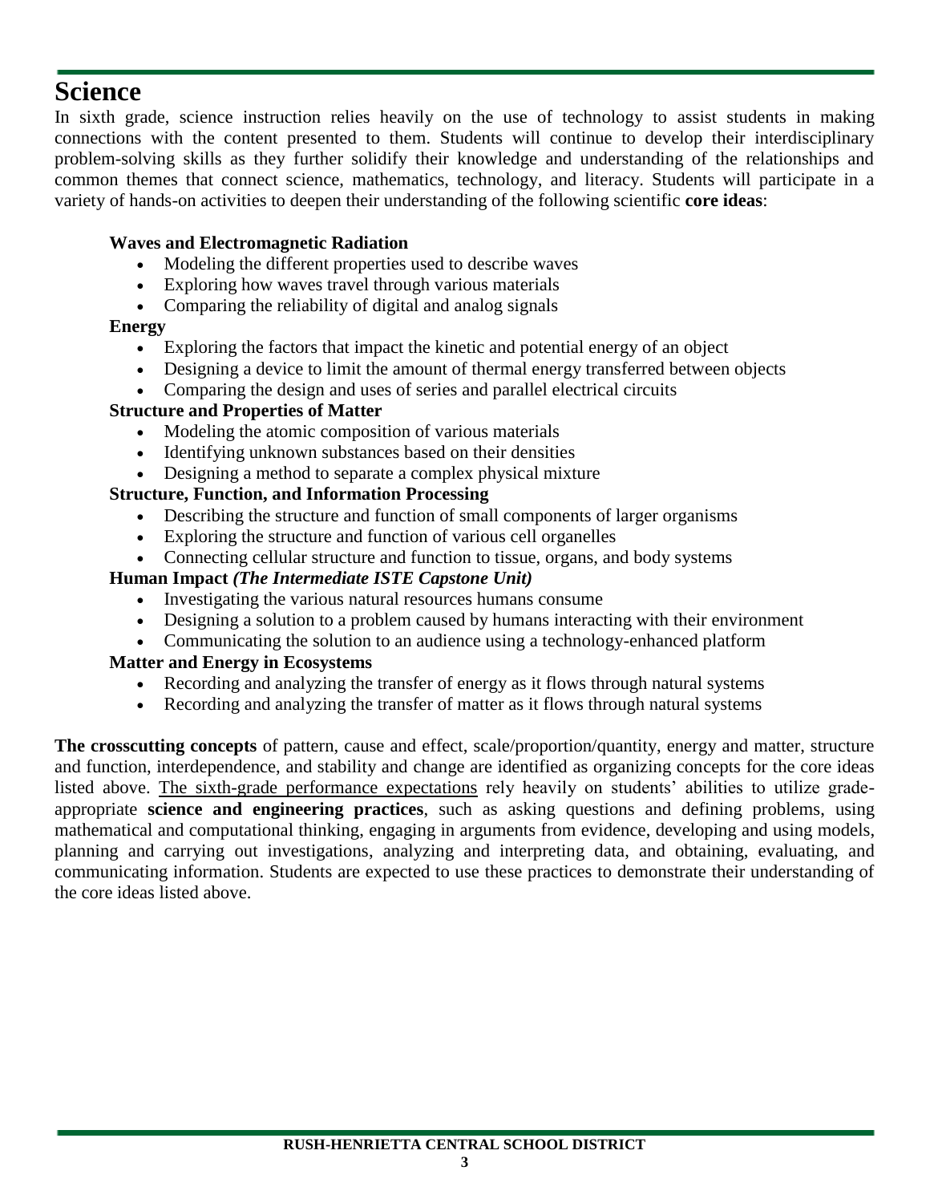# Science

In sixth grade, science instruction relies heavily on the use of technology to assist students in making connections with the content presented to them. Students will continue to develop their interdisciplinary problem-solving skills as they further solidify their knowledge and understanding of the relationships and common themes that connect science, mathematics, technology, and literacy. Students will participate in a variety of hands-on activities to deepen their understanding of the following scientific **core ideas**:

**Waves and Electromagnetic Radiation**

- Modeling the different properties used to describe waves
- Exploring how waves travel through various materials
- Comparing the reliability of digital and analog signals

**Energy**

- Exploring the factors that impact the kinetic and potential energy of an object
- Designing a device to limit the amount of thermal energy transferred between objects
- Comparing the design and uses of series and parallel electrical circuits

**Structure and Properties of Matter**

- Modeling the atomic composition of various materials
- Identifying unknown substances based on their densities
- Designing a method to separate a complex physical mixture

**Structure, Function, and Information Processing**

- Describing the structure and function of small components of larger organisms
- Exploring the structure and function of various cell organelles
- Connecting cellular structure and function to tissue, organs, and body systems

**Human Impact *(The Intermediate ISTE Capstone Unit)***

- Investigating the various natural resources humans consume
- Designing a solution to a problem caused by humans interacting with their environment
- Communicating the solution to an audience using a technology-enhanced platform

**Matter and Energy in Ecosystems**

- Recording and analyzing the transfer of energy as it flows through natural systems
- Recording and analyzing the transfer of matter as it flows through natural systems

**The crosscutting concepts** of pattern, cause and effect, scale/proportion/quantity, energy and matter, structure and function, interdependence, and stability and change are identified as organizing concepts for the core ideas listed above. The sixth-grade performance expectations rely heavily on students' abilities to utilize grade-appropriate **science and engineering practices**, such as asking questions and defining problems, using mathematical and computational thinking, engaging in arguments from evidence, developing and using models, planning and carrying out investigations, analyzing and interpreting data, and obtaining, evaluating, and communicating information. Students are expected to use these practices to demonstrate their understanding of the core ideas listed above.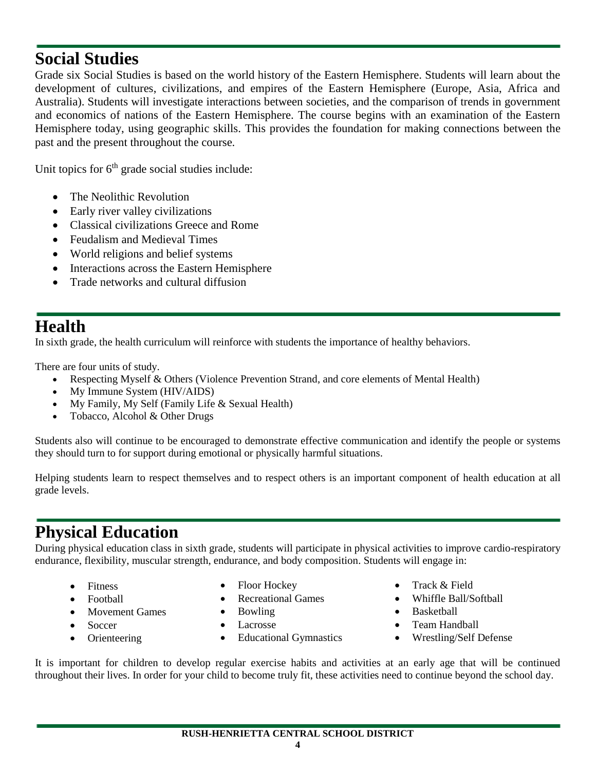## Social Studies

Grade six Social Studies is based on the world history of the Eastern Hemisphere. Students will learn about the development of cultures, civilizations, and empires of the Eastern Hemisphere (Europe, Asia, Africa and Australia). Students will investigate interactions between societies, and the comparison of trends in government and economics of nations of the Eastern Hemisphere. The course begins with an examination of the Eastern Hemisphere today, using geographic skills. This provides the foundation for making connections between the past and the present throughout the course.

Unit topics for 6th grade social studies include:

- The Neolithic Revolution
- Early river valley civilizations
- Classical civilizations Greece and Rome
- Feudalism and Medieval Times
- World religions and belief systems
- Interactions across the Eastern Hemisphere
- Trade networks and cultural diffusion

## Health

In sixth grade, the health curriculum will reinforce with students the importance of healthy behaviors.

There are four units of study.

- Respecting Myself & Others (Violence Prevention Strand, and core elements of Mental Health)
- My Immune System (HIV/AIDS)
- My Family, My Self (Family Life & Sexual Health)
- Tobacco, Alcohol & Other Drugs

Students also will continue to be encouraged to demonstrate effective communication and identify the people or systems they should turn to for support during emotional or physically harmful situations.

Helping students learn to respect themselves and to respect others is an important component of health education at all grade levels.

## Physical Education

During physical education class in sixth grade, students will participate in physical activities to improve cardio-respiratory endurance, flexibility, muscular strength, endurance, and body composition. Students will engage in:

- Fitness
- Football
- Movement Games
- Soccer
- Orienteering
- Floor Hockey
- Recreational Games
- Bowling
- Lacrosse
- Educational Gymnastics
- Track & Field
- Whiffle Ball/Softball
- Basketball
- Team Handball
- Wrestling/Self Defense

It is important for children to develop regular exercise habits and activities at an early age that will be continued throughout their lives. In order for your child to become truly fit, these activities need to continue beyond the school day.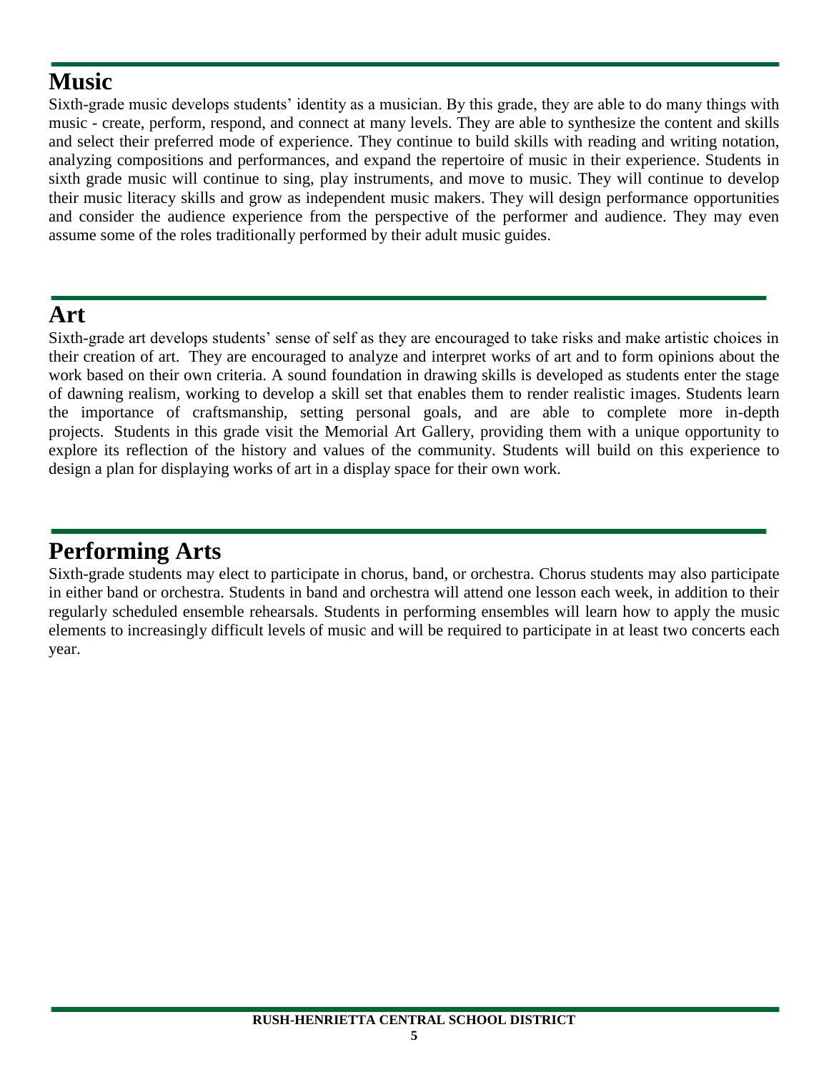# Music

Sixth-grade music develops students' identity as a musician. By this grade, they are able to do many things with music - create, perform, respond, and connect at many levels. They are able to synthesize the content and skills and select their preferred mode of experience. They continue to build skills with reading and writing notation, analyzing compositions and performances, and expand the repertoire of music in their experience. Students in sixth grade music will continue to sing, play instruments, and move to music. They will continue to develop their music literacy skills and grow as independent music makers. They will design performance opportunities and consider the audience experience from the perspective of the performer and audience. They may even assume some of the roles traditionally performed by their adult music guides.

# Art

Sixth-grade art develops students' sense of self as they are encouraged to take risks and make artistic choices in their creation of art. They are encouraged to analyze and interpret works of art and to form opinions about the work based on their own criteria. A sound foundation in drawing skills is developed as students enter the stage of dawning realism, working to develop a skill set that enables them to render realistic images. Students learn the importance of craftsmanship, setting personal goals, and are able to complete more in-depth projects. Students in this grade visit the Memorial Art Gallery, providing them with a unique opportunity to explore its reflection of the history and values of the community. Students will build on this experience to design a plan for displaying works of art in a display space for their own work.

# Performing Arts

Sixth-grade students may elect to participate in chorus, band, or orchestra. Chorus students may also participate in either band or orchestra. Students in band and orchestra will attend one lesson each week, in addition to their regularly scheduled ensemble rehearsals. Students in performing ensembles will learn how to apply the music elements to increasingly difficult levels of music and will be required to participate in at least two concerts each year.